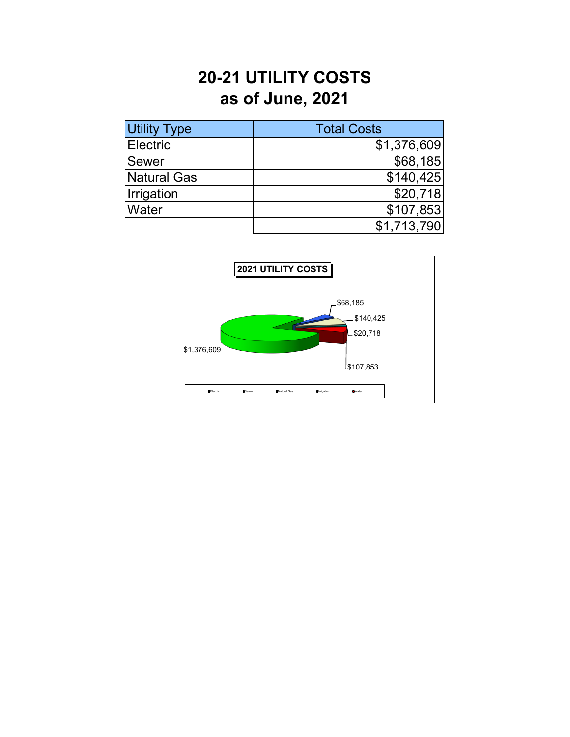# 20-21 UTILITY COSTS
# as of June, 2021

| Utility Type | Total Costs |
| --- | ---: |
| Electric | $1,376,609 |
| Sewer | $68,185 |
| Natural Gas | $140,425 |
| Irrigation | $20,718 |
| Water | $107,853 |
| | $1,713,790 |

**2021 UTILITY COSTS**

$68,185

$140,425

$20,718

$107,853

$1,376,609

Electric Sewer Natural Gas Irrigation Water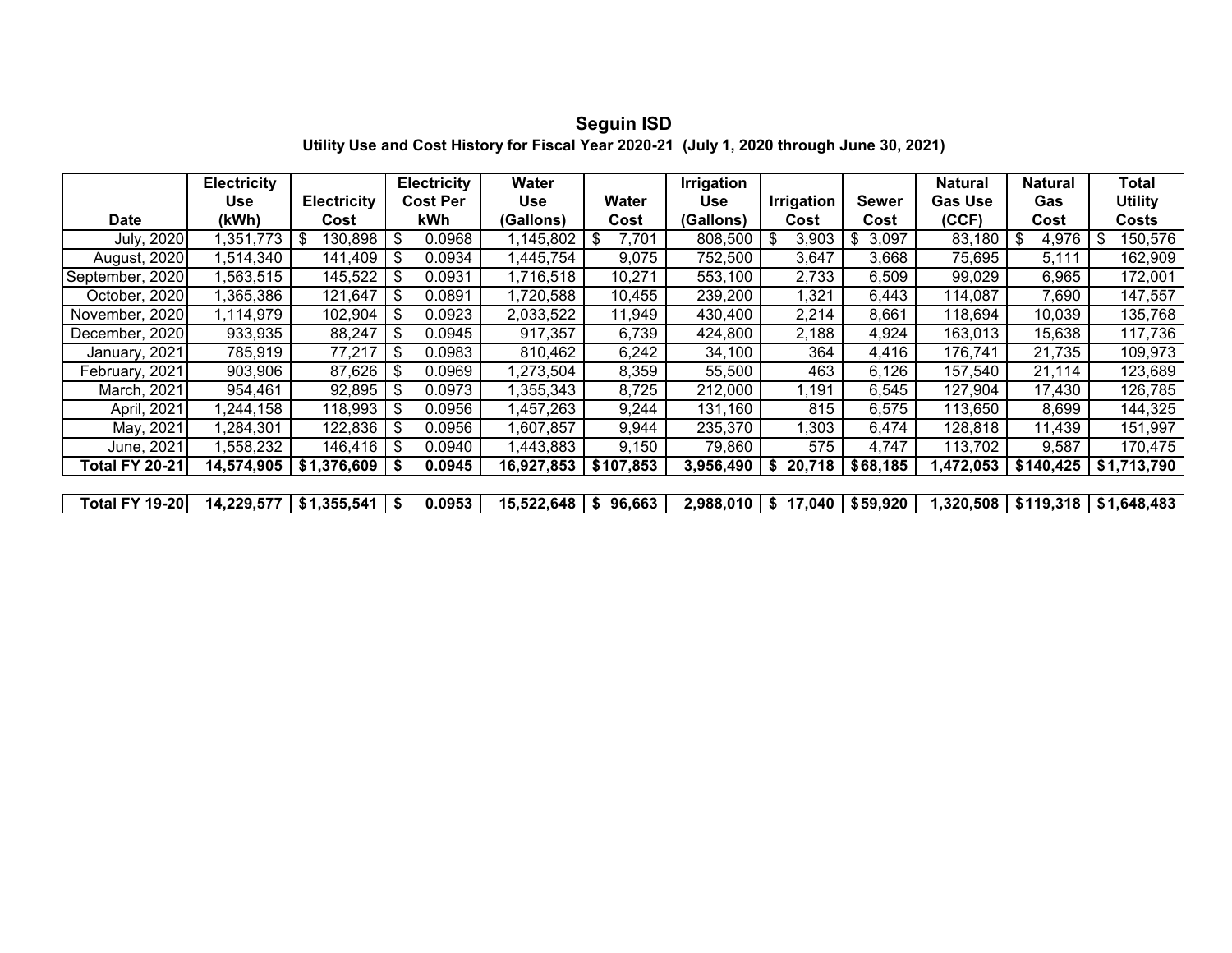# Seguin ISD

## Utility Use and Cost History for Fiscal Year 2020-21 (July 1, 2020 through June 30, 2021)

| Date | Electricity Use (kWh) | Electricity Cost | Electricity Cost Per kWh | Water Use (Gallons) | Water Cost | Irrigation Use (Gallons) | Irrigation Cost | Sewer Cost | Natural Gas Use (CCF) | Natural Gas Cost | Total Utility Costs |
|---|---|---|---|---|---|---|---|---|---|---|---|
| July, 2020 | 1,351,773 | $ 130,898 | $ 0.0968 | 1,145,802 | $ 7,701 | 808,500 | $ 3,903 | $ 3,097 | 83,180 | $ 4,976 | $ 150,576 |
| August, 2020 | 1,514,340 | 141,409 | $ 0.0934 | 1,445,754 | 9,075 | 752,500 | 3,647 | 3,668 | 75,695 | 5,111 | 162,909 |
| September, 2020 | 1,563,515 | 145,522 | $ 0.0931 | 1,716,518 | 10,271 | 553,100 | 2,733 | 6,509 | 99,029 | 6,965 | 172,001 |
| October, 2020 | 1,365,386 | 121,647 | $ 0.0891 | 1,720,588 | 10,455 | 239,200 | 1,321 | 6,443 | 114,087 | 7,690 | 147,557 |
| November, 2020 | 1,114,979 | 102,904 | $ 0.0923 | 2,033,522 | 11,949 | 430,400 | 2,214 | 8,661 | 118,694 | 10,039 | 135,768 |
| December, 2020 | 933,935 | 88,247 | $ 0.0945 | 917,357 | 6,739 | 424,800 | 2,188 | 4,924 | 163,013 | 15,638 | 117,736 |
| January, 2021 | 785,919 | 77,217 | $ 0.0983 | 810,462 | 6,242 | 34,100 | 364 | 4,416 | 176,741 | 21,735 | 109,973 |
| February, 2021 | 903,906 | 87,626 | $ 0.0969 | 1,273,504 | 8,359 | 55,500 | 463 | 6,126 | 157,540 | 21,114 | 123,689 |
| March, 2021 | 954,461 | 92,895 | $ 0.0973 | 1,355,343 | 8,725 | 212,000 | 1,191 | 6,545 | 127,904 | 17,430 | 126,785 |
| April, 2021 | 1,244,158 | 118,993 | $ 0.0956 | 1,457,263 | 9,244 | 131,160 | 815 | 6,575 | 113,650 | 8,699 | 144,325 |
| May, 2021 | 1,284,301 | 122,836 | $ 0.0956 | 1,607,857 | 9,944 | 235,370 | 1,303 | 6,474 | 128,818 | 11,439 | 151,997 |
| June, 2021 | 1,558,232 | 146,416 | $ 0.0940 | 1,443,883 | 9,150 | 79,860 | 575 | 4,747 | 113,702 | 9,587 | 170,475 |
| **Total FY 20-21** | **14,574,905** | **$1,376,609** | **$ 0.0945** | **16,927,853** | **$107,853** | **3,956,490** | **$ 20,718** | **$68,185** | **1,472,053** | **$140,425** | **$1,713,790** |
| | | | | | | | | | | | |
| **Total FY 19-20** | **14,229,577** | **$1,355,541** | **$ 0.0953** | **15,522,648** | **$ 96,663** | **2,988,010** | **$ 17,040** | **$59,920** | **1,320,508** | **$119,318** | **$1,648,483** |